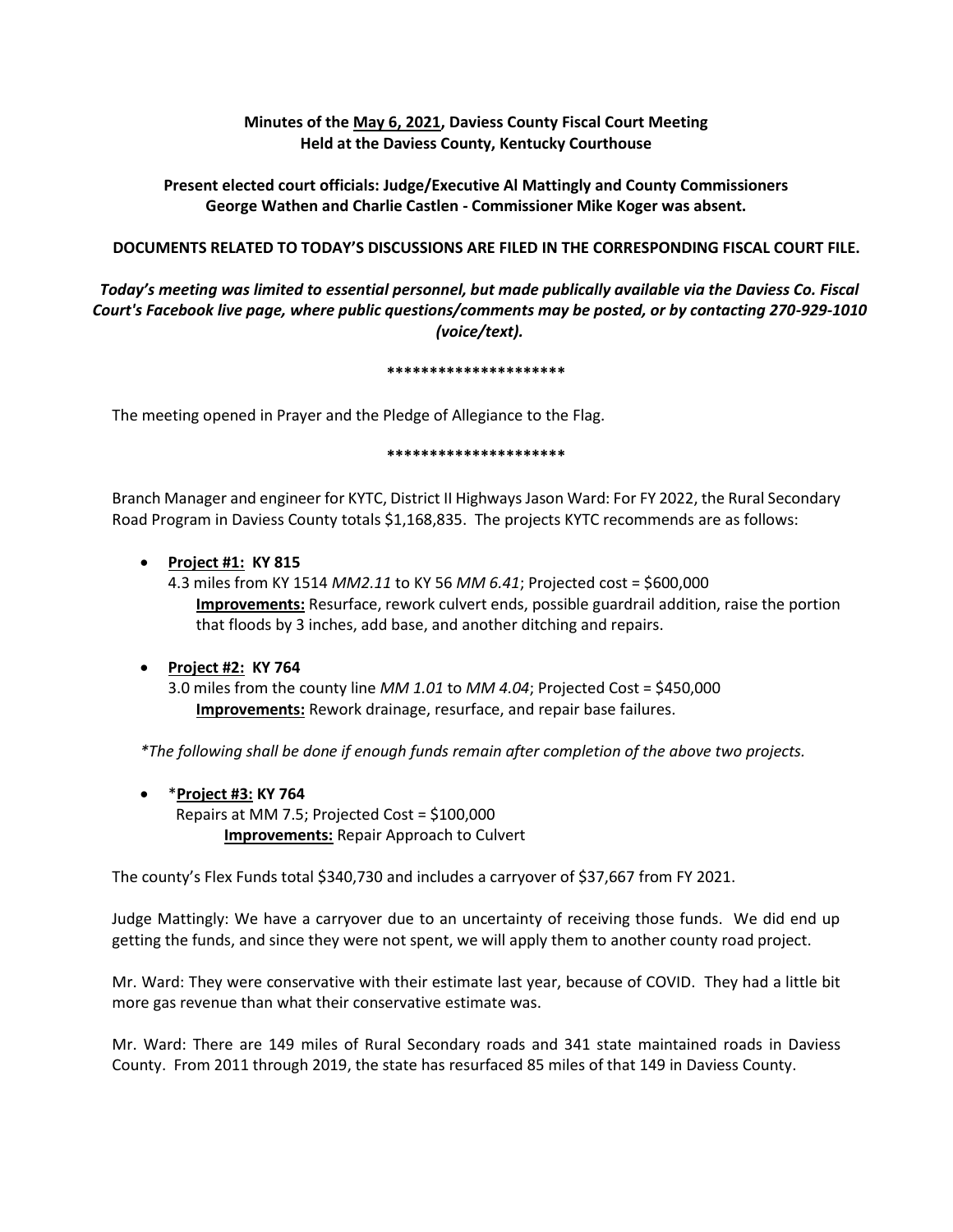**Minutes of the May 6, 2021, Daviess County Fiscal Court Meeting**
**Held at the Daviess County, Kentucky Courthouse**

**Present elected court officials: Judge/Executive Al Mattingly and County Commissioners George Wathen and Charlie Castlen - Commissioner Mike Koger was absent.**

**DOCUMENTS RELATED TO TODAY'S DISCUSSIONS ARE FILED IN THE CORRESPONDING FISCAL COURT FILE.**

***Today's meeting was limited to essential personnel, but made publically available via the Daviess Co. Fiscal Court's Facebook live page, where public questions/comments may be posted, or by contacting 270-929-1010 (voice/text).***

*********************

The meeting opened in Prayer and the Pledge of Allegiance to the Flag.

*********************

Branch Manager and engineer for KYTC, District II Highways Jason Ward: For FY 2022, the Rural Secondary Road Program in Daviess County totals $1,168,835. The projects KYTC recommends are as follows:

- **Project #1: KY 815**
  4.3 miles from KY 1514 *MM2.11* to KY 56 *MM 6.41*; Projected cost = $600,000
  **Improvements:** Resurface, rework culvert ends, possible guardrail addition, raise the portion that floods by 3 inches, add base, and another ditching and repairs.

- **Project #2: KY 764**
  3.0 miles from the county line *MM 1.01* to *MM 4.04*; Projected Cost = $450,000
  **Improvements:** Rework drainage, resurface, and repair base failures.

**The following shall be done if enough funds remain after completion of the above two projects.*

- ***Project #3: KY 764**
  Repairs at MM 7.5; Projected Cost = $100,000
  **Improvements:** Repair Approach to Culvert

The county's Flex Funds total $340,730 and includes a carryover of $37,667 from FY 2021.

Judge Mattingly: We have a carryover due to an uncertainty of receiving those funds. We did end up getting the funds, and since they were not spent, we will apply them to another county road project.

Mr. Ward: They were conservative with their estimate last year, because of COVID. They had a little bit more gas revenue than what their conservative estimate was.

Mr. Ward: There are 149 miles of Rural Secondary roads and 341 state maintained roads in Daviess County. From 2011 through 2019, the state has resurfaced 85 miles of that 149 in Daviess County.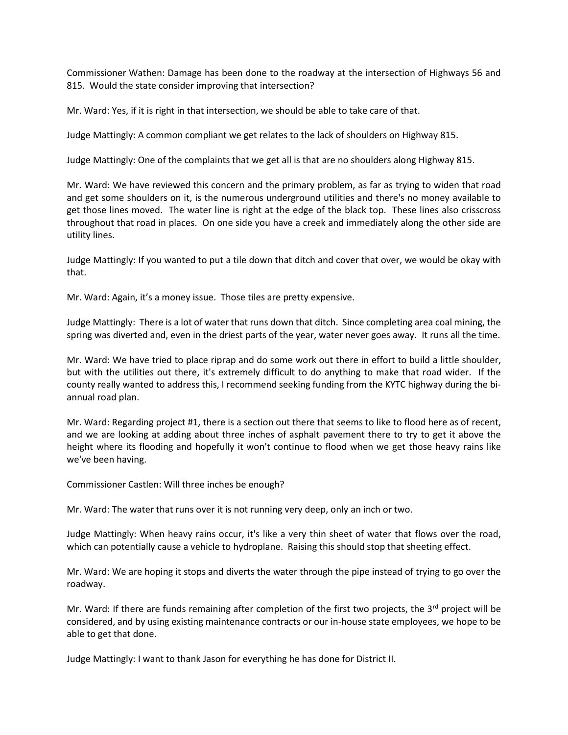Commissioner Wathen: Damage has been done to the roadway at the intersection of Highways 56 and 815. Would the state consider improving that intersection?

Mr. Ward: Yes, if it is right in that intersection, we should be able to take care of that.

Judge Mattingly: A common compliant we get relates to the lack of shoulders on Highway 815.

Judge Mattingly: One of the complaints that we get all is that are no shoulders along Highway 815.

Mr. Ward: We have reviewed this concern and the primary problem, as far as trying to widen that road and get some shoulders on it, is the numerous underground utilities and there's no money available to get those lines moved. The water line is right at the edge of the black top. These lines also crisscross throughout that road in places. On one side you have a creek and immediately along the other side are utility lines.

Judge Mattingly: If you wanted to put a tile down that ditch and cover that over, we would be okay with that.

Mr. Ward: Again, it's a money issue. Those tiles are pretty expensive.

Judge Mattingly: There is a lot of water that runs down that ditch. Since completing area coal mining, the spring was diverted and, even in the driest parts of the year, water never goes away. It runs all the time.

Mr. Ward: We have tried to place riprap and do some work out there in effort to build a little shoulder, but with the utilities out there, it's extremely difficult to do anything to make that road wider. If the county really wanted to address this, I recommend seeking funding from the KYTC highway during the bi-annual road plan.

Mr. Ward: Regarding project #1, there is a section out there that seems to like to flood here as of recent, and we are looking at adding about three inches of asphalt pavement there to try to get it above the height where its flooding and hopefully it won't continue to flood when we get those heavy rains like we've been having.

Commissioner Castlen: Will three inches be enough?

Mr. Ward: The water that runs over it is not running very deep, only an inch or two.

Judge Mattingly: When heavy rains occur, it's like a very thin sheet of water that flows over the road, which can potentially cause a vehicle to hydroplane. Raising this should stop that sheeting effect.

Mr. Ward: We are hoping it stops and diverts the water through the pipe instead of trying to go over the roadway.

Mr. Ward: If there are funds remaining after completion of the first two projects, the 3rd project will be considered, and by using existing maintenance contracts or our in-house state employees, we hope to be able to get that done.

Judge Mattingly: I want to thank Jason for everything he has done for District II.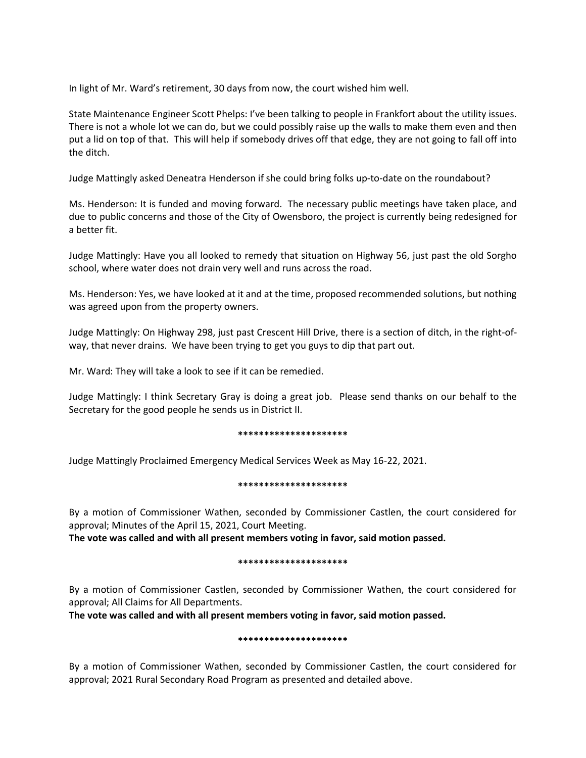In light of Mr. Ward's retirement, 30 days from now, the court wished him well.

State Maintenance Engineer Scott Phelps: I've been talking to people in Frankfort about the utility issues. There is not a whole lot we can do, but we could possibly raise up the walls to make them even and then put a lid on top of that. This will help if somebody drives off that edge, they are not going to fall off into the ditch.

Judge Mattingly asked Deneatra Henderson if she could bring folks up-to-date on the roundabout?

Ms. Henderson: It is funded and moving forward. The necessary public meetings have taken place, and due to public concerns and those of the City of Owensboro, the project is currently being redesigned for a better fit.

Judge Mattingly: Have you all looked to remedy that situation on Highway 56, just past the old Sorgho school, where water does not drain very well and runs across the road.

Ms. Henderson: Yes, we have looked at it and at the time, proposed recommended solutions, but nothing was agreed upon from the property owners.

Judge Mattingly: On Highway 298, just past Crescent Hill Drive, there is a section of ditch, in the right-of-way, that never drains. We have been trying to get you guys to dip that part out.

Mr. Ward: They will take a look to see if it can be remedied.

Judge Mattingly: I think Secretary Gray is doing a great job. Please send thanks on our behalf to the Secretary for the good people he sends us in District II.

*********************

Judge Mattingly Proclaimed Emergency Medical Services Week as May 16-22, 2021.

*********************

By a motion of Commissioner Wathen, seconded by Commissioner Castlen, the court considered for approval; Minutes of the April 15, 2021, Court Meeting.
**The vote was called and with all present members voting in favor, said motion passed.**

*********************

By a motion of Commissioner Castlen, seconded by Commissioner Wathen, the court considered for approval; All Claims for All Departments.
**The vote was called and with all present members voting in favor, said motion passed.**

*********************

By a motion of Commissioner Wathen, seconded by Commissioner Castlen, the court considered for approval; 2021 Rural Secondary Road Program as presented and detailed above.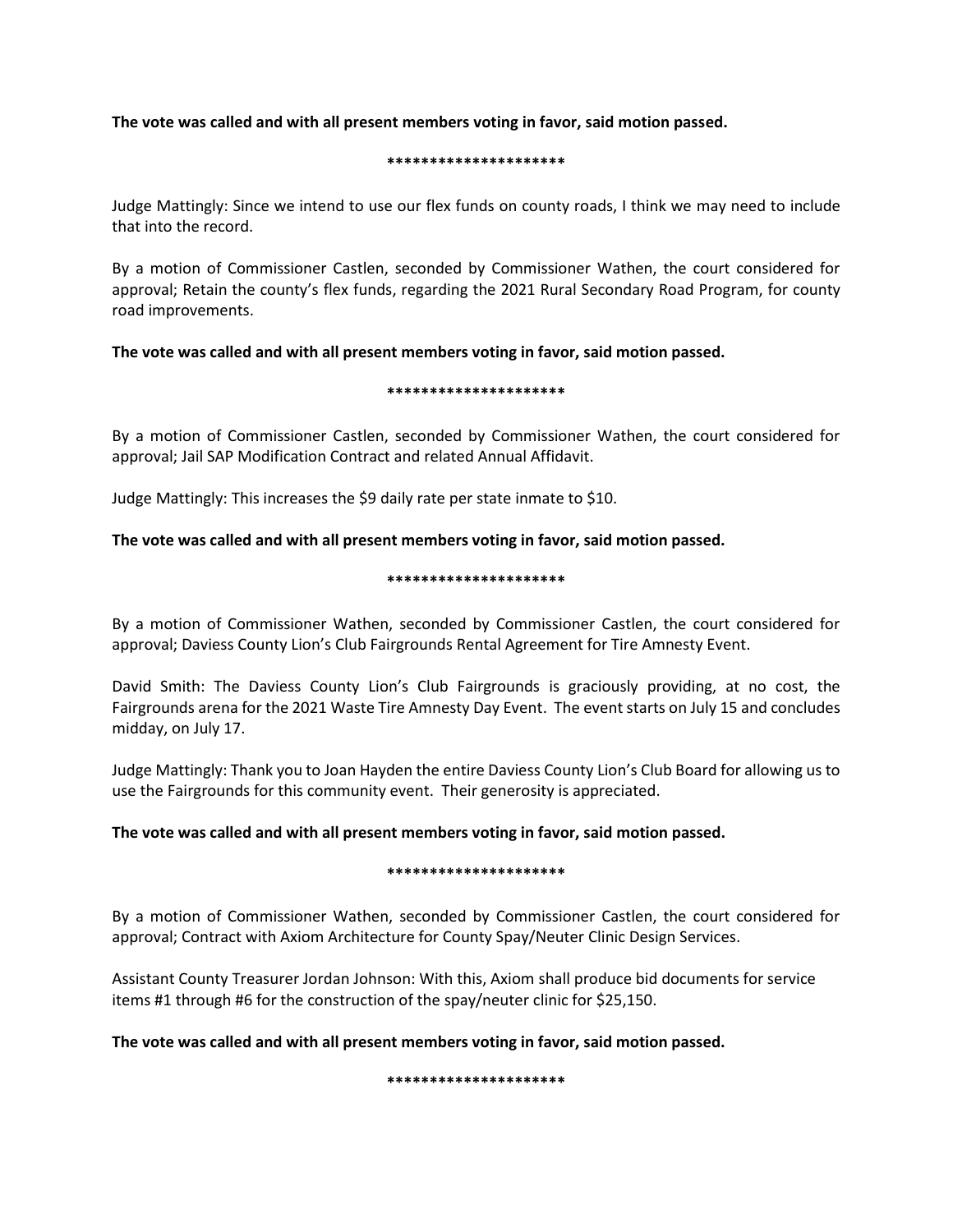**The vote was called and with all present members voting in favor, said motion passed.**

*********************

Judge Mattingly: Since we intend to use our flex funds on county roads, I think we may need to include that into the record.

By a motion of Commissioner Castlen, seconded by Commissioner Wathen, the court considered for approval; Retain the county's flex funds, regarding the 2021 Rural Secondary Road Program, for county road improvements.

**The vote was called and with all present members voting in favor, said motion passed.**

*********************

By a motion of Commissioner Castlen, seconded by Commissioner Wathen, the court considered for approval; Jail SAP Modification Contract and related Annual Affidavit.

Judge Mattingly: This increases the $9 daily rate per state inmate to $10.

**The vote was called and with all present members voting in favor, said motion passed.**

*********************

By a motion of Commissioner Wathen, seconded by Commissioner Castlen, the court considered for approval; Daviess County Lion's Club Fairgrounds Rental Agreement for Tire Amnesty Event.

David Smith: The Daviess County Lion's Club Fairgrounds is graciously providing, at no cost, the Fairgrounds arena for the 2021 Waste Tire Amnesty Day Event. The event starts on July 15 and concludes midday, on July 17.

Judge Mattingly: Thank you to Joan Hayden the entire Daviess County Lion's Club Board for allowing us to use the Fairgrounds for this community event. Their generosity is appreciated.

**The vote was called and with all present members voting in favor, said motion passed.**

*********************

By a motion of Commissioner Wathen, seconded by Commissioner Castlen, the court considered for approval; Contract with Axiom Architecture for County Spay/Neuter Clinic Design Services.

Assistant County Treasurer Jordan Johnson: With this, Axiom shall produce bid documents for service items #1 through #6 for the construction of the spay/neuter clinic for $25,150.

**The vote was called and with all present members voting in favor, said motion passed.**

*********************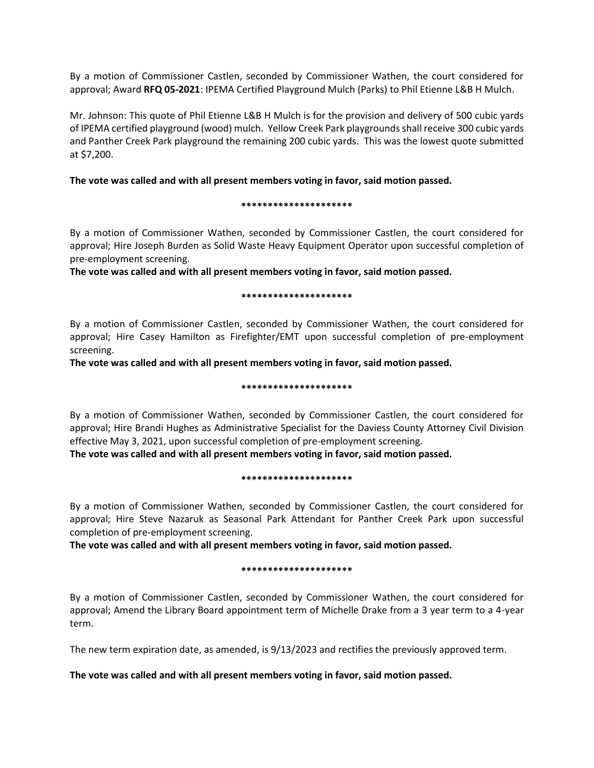By a motion of Commissioner Castlen, seconded by Commissioner Wathen, the court considered for approval; Award **RFQ 05-2021**: IPEMA Certified Playground Mulch (Parks) to Phil Etienne L&B H Mulch.

Mr. Johnson: This quote of Phil Etienne L&B H Mulch is for the provision and delivery of 500 cubic yards of IPEMA certified playground (wood) mulch. Yellow Creek Park playgrounds shall receive 300 cubic yards and Panther Creek Park playground the remaining 200 cubic yards. This was the lowest quote submitted at $7,200.

**The vote was called and with all present members voting in favor, said motion passed.**

*********************

By a motion of Commissioner Wathen, seconded by Commissioner Castlen, the court considered for approval; Hire Joseph Burden as Solid Waste Heavy Equipment Operator upon successful completion of pre-employment screening.

**The vote was called and with all present members voting in favor, said motion passed.**

*********************

By a motion of Commissioner Castlen, seconded by Commissioner Wathen, the court considered for approval; Hire Casey Hamilton as Firefighter/EMT upon successful completion of pre-employment screening.

**The vote was called and with all present members voting in favor, said motion passed.**

*********************

By a motion of Commissioner Wathen, seconded by Commissioner Castlen, the court considered for approval; Hire Brandi Hughes as Administrative Specialist for the Daviess County Attorney Civil Division effective May 3, 2021, upon successful completion of pre-employment screening.

**The vote was called and with all present members voting in favor, said motion passed.**

*********************

By a motion of Commissioner Wathen, seconded by Commissioner Castlen, the court considered for approval; Hire Steve Nazaruk as Seasonal Park Attendant for Panther Creek Park upon successful completion of pre-employment screening.

**The vote was called and with all present members voting in favor, said motion passed.**

*********************

By a motion of Commissioner Castlen, seconded by Commissioner Wathen, the court considered for approval; Amend the Library Board appointment term of Michelle Drake from a 3 year term to a 4-year term.

The new term expiration date, as amended, is 9/13/2023 and rectifies the previously approved term.

**The vote was called and with all present members voting in favor, said motion passed.**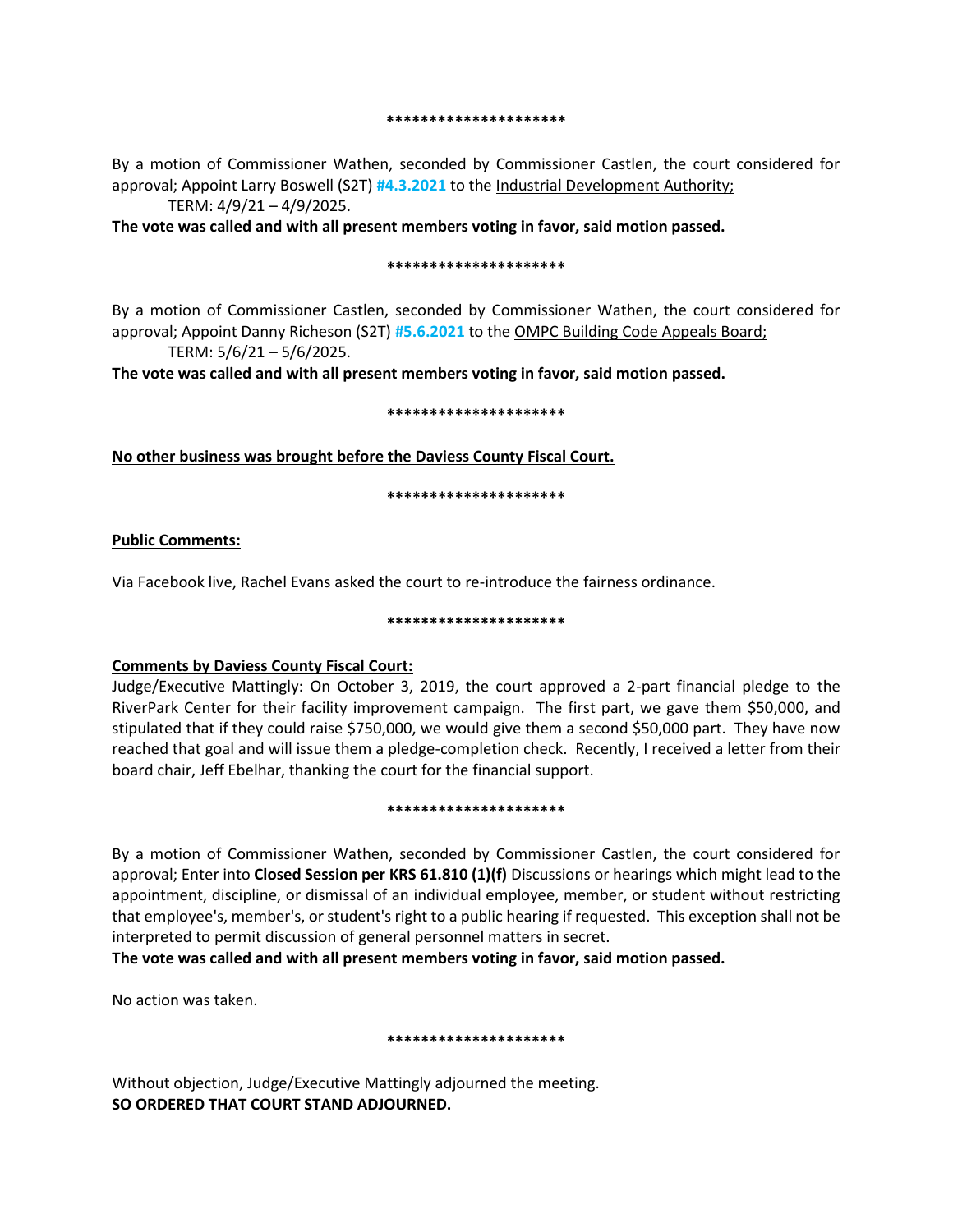*********************

By a motion of Commissioner Wathen, seconded by Commissioner Castlen, the court considered for approval; Appoint Larry Boswell (S2T) **#4.3.2021** to the Industrial Development Authority;

TERM: 4/9/21 – 4/9/2025.

**The vote was called and with all present members voting in favor, said motion passed.**

*********************

By a motion of Commissioner Castlen, seconded by Commissioner Wathen, the court considered for approval; Appoint Danny Richeson (S2T) **#5.6.2021** to the OMPC Building Code Appeals Board;

TERM: 5/6/21 – 5/6/2025.

**The vote was called and with all present members voting in favor, said motion passed.**

*********************

**No other business was brought before the Daviess County Fiscal Court.**

*********************

**Public Comments:**

Via Facebook live, Rachel Evans asked the court to re-introduce the fairness ordinance.

*********************

**Comments by Daviess County Fiscal Court:**

Judge/Executive Mattingly: On October 3, 2019, the court approved a 2-part financial pledge to the RiverPark Center for their facility improvement campaign. The first part, we gave them $50,000, and stipulated that if they could raise $750,000, we would give them a second $50,000 part. They have now reached that goal and will issue them a pledge-completion check. Recently, I received a letter from their board chair, Jeff Ebelhar, thanking the court for the financial support.

*********************

By a motion of Commissioner Wathen, seconded by Commissioner Castlen, the court considered for approval; Enter into **Closed Session per KRS 61.810 (1)(f)** Discussions or hearings which might lead to the appointment, discipline, or dismissal of an individual employee, member, or student without restricting that employee's, member's, or student's right to a public hearing if requested. This exception shall not be interpreted to permit discussion of general personnel matters in secret.

**The vote was called and with all present members voting in favor, said motion passed.**

No action was taken.

*********************

Without objection, Judge/Executive Mattingly adjourned the meeting.

**SO ORDERED THAT COURT STAND ADJOURNED.**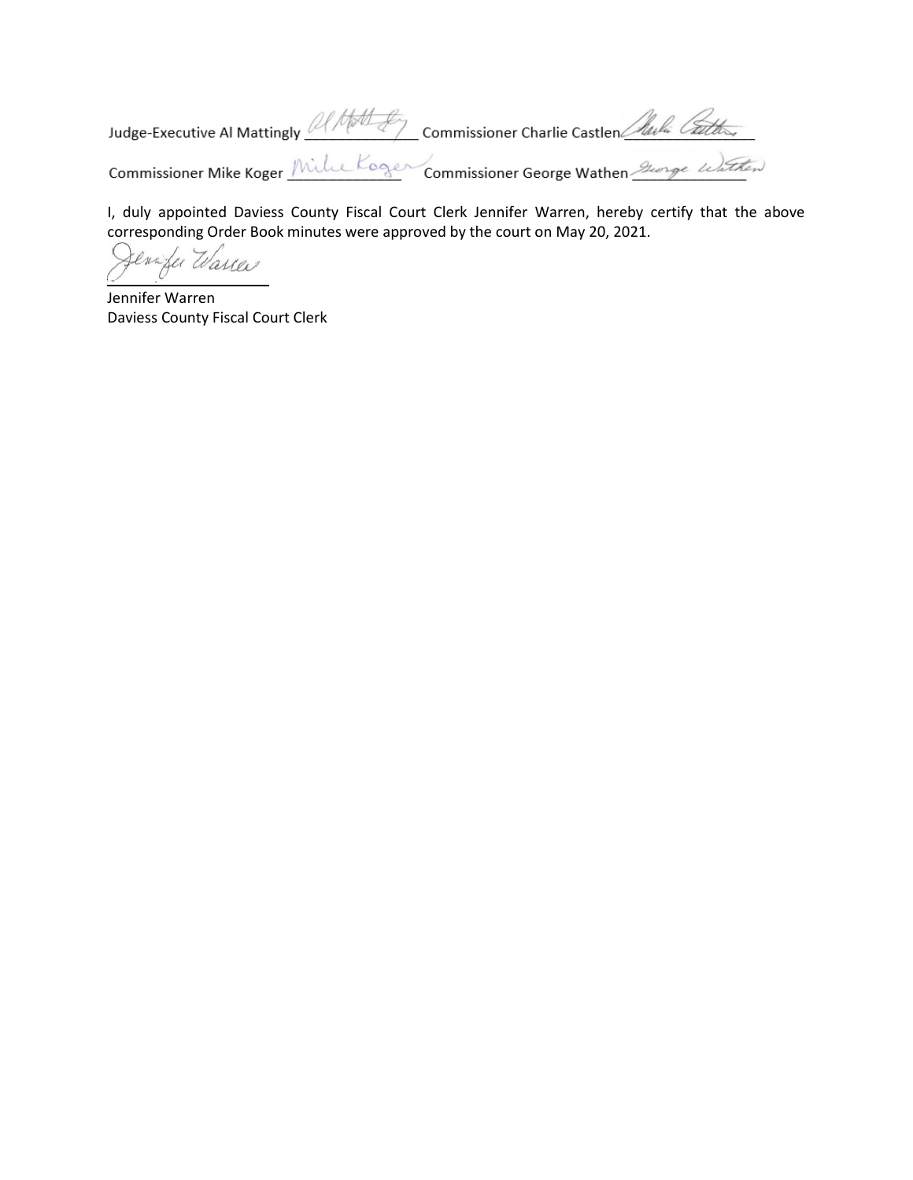Judge-Executive Al Mattingly ______________ Commissioner Charlie Castlen______________

Commissioner Mike Koger ______________ Commissioner George Wathen______________

I, duly appointed Daviess County Fiscal Court Clerk Jennifer Warren, hereby certify that the above corresponding Order Book minutes were approved by the court on May 20, 2021.

______________________

Jennifer Warren
Daviess County Fiscal Court Clerk